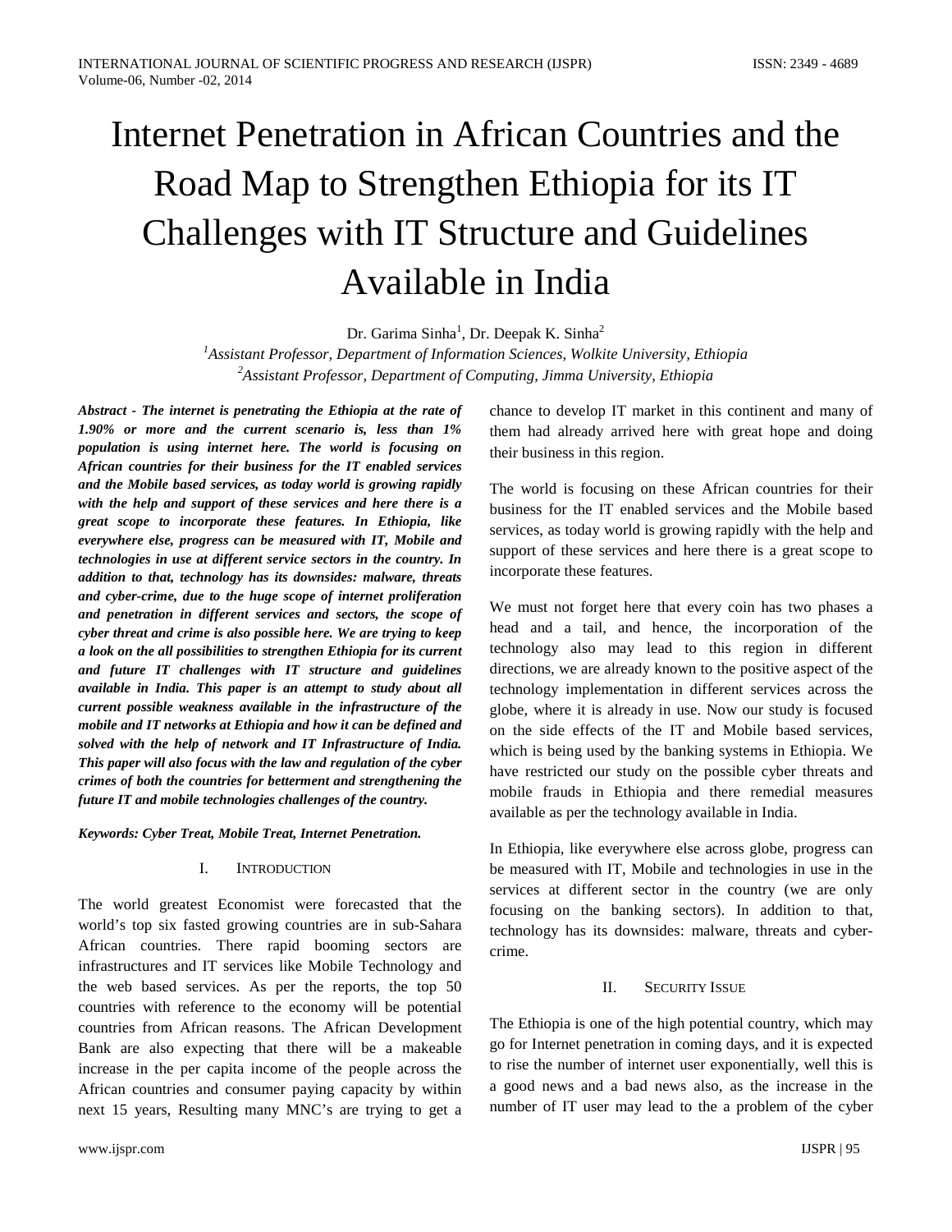# Internet Penetration in African Countries and the Road Map to Strengthen Ethiopia for its IT Challenges with IT Structure and Guidelines Available in India

Dr. Garima Sinha[1], Dr. Deepak K. Sinha[2]

[1]*Assistant Professor, Department of Information Sciences, Wolkite University, Ethiopia*

[2]*Assistant Professor, Department of Computing, Jimma University, Ethiopia*

***Abstract - The internet is penetrating the Ethiopia at the rate of 1.90% or more and the current scenario is, less than 1% population is using internet here. The world is focusing on African countries for their business for the IT enabled services and the Mobile based services, as today world is growing rapidly with the help and support of these services and here there is a great scope to incorporate these features. In Ethiopia, like everywhere else, progress can be measured with IT, Mobile and technologies in use at different service sectors in the country. In addition to that, technology has its downsides: malware, threats and cyber-crime, due to the huge scope of internet proliferation and penetration in different services and sectors, the scope of cyber threat and crime is also possible here. We are trying to keep a look on the all possibilities to strengthen Ethiopia for its current and future IT challenges with IT structure and guidelines available in India. This paper is an attempt to study about all current possible weakness available in the infrastructure of the mobile and IT networks at Ethiopia and how it can be defined and solved with the help of network and IT Infrastructure of India. This paper will also focus with the law and regulation of the cyber crimes of both the countries for betterment and strengthening the future IT and mobile technologies challenges of the country.***

***Keywords: Cyber Treat, Mobile Treat, Internet Penetration.***

## I. INTRODUCTION

The world greatest Economist were forecasted that the world's top six fasted growing countries are in sub-Sahara African countries. There rapid booming sectors are infrastructures and IT services like Mobile Technology and the web based services. As per the reports, the top 50 countries with reference to the economy will be potential countries from African reasons. The African Development Bank are also expecting that there will be a makeable increase in the per capita income of the people across the African countries and consumer paying capacity by within next 15 years, Resulting many MNC's are trying to get a chance to develop IT market in this continent and many of them had already arrived here with great hope and doing their business in this region.

The world is focusing on these African countries for their business for the IT enabled services and the Mobile based services, as today world is growing rapidly with the help and support of these services and here there is a great scope to incorporate these features.

We must not forget here that every coin has two phases a head and a tail, and hence, the incorporation of the technology also may lead to this region in different directions, we are already known to the positive aspect of the technology implementation in different services across the globe, where it is already in use. Now our study is focused on the side effects of the IT and Mobile based services, which is being used by the banking systems in Ethiopia. We have restricted our study on the possible cyber threats and mobile frauds in Ethiopia and there remedial measures available as per the technology available in India.

In Ethiopia, like everywhere else across globe, progress can be measured with IT, Mobile and technologies in use in the services at different sector in the country (we are only focusing on the banking sectors). In addition to that, technology has its downsides: malware, threats and cyber-crime.

## II. SECURITY ISSUE

The Ethiopia is one of the high potential country, which may go for Internet penetration in coming days, and it is expected to rise the number of internet user exponentially, well this is a good news and a bad news also, as the increase in the number of IT user may lead to the a problem of the cyber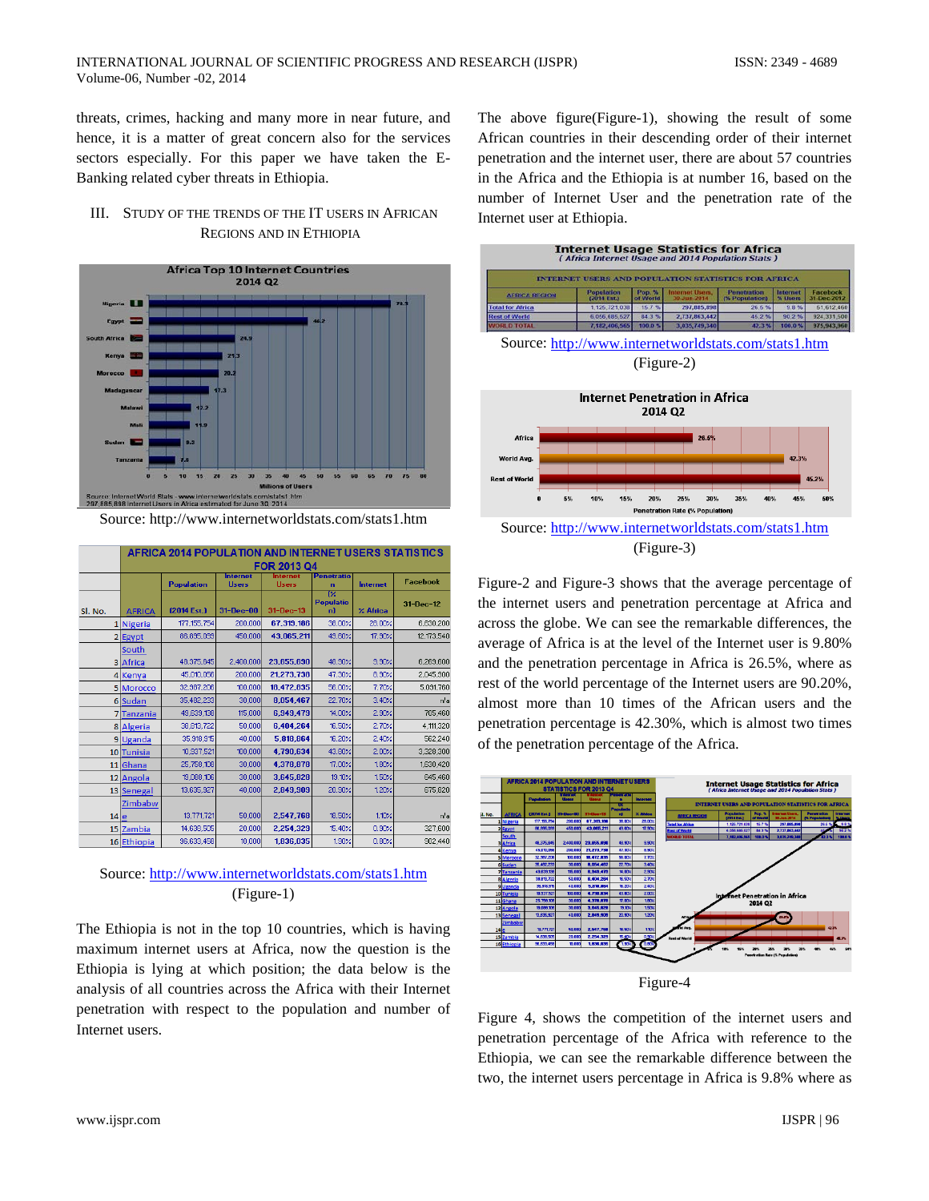threats, crimes, hacking and many more in near future, and hence, it is a matter of great concern also for the services sectors especially. For this paper we have taken the E-Banking related cyber threats in Ethiopia.

## III. Study of the Trends of the IT Users in African Regions and in Ethiopia

**Africa Top 10 Internet Countries 2014 Q2**

| Country | Millions of Users |
|---|---|
| Nigeria | 70.3 |
| Egypt | 46.2 |
| South Africa | 24.9 |
| Kenya | 21.3 |
| Morocco | 20.2 |
| Madagascar | 17.3 |
| Malawi | 12.2 |
| Mali | 11.9 |
| Sudan | 8.2 |
| Tanzania | 7.8 |

Source: Internet World Stats - www.internetworldstats.com/stats1.htm
297,885,898 Internet Users in Africa estimated for June 30, 2014

Source: http://www.internetworldstats.com/stats1.htm

**AFRICA 2014 POPULATION AND INTERNET USERS STATISTICS FOR 2013 Q4**

| Sl. No. | AFRICA | Population (2014 Est.) | Internet Users 31-Dec-00 | Internet Users 31-Dec-13 | Penetration (% Population) | Internet % Africa | Facebook 31-Dec-12 |
|---|---|---|---|---|---|---|---|
| 1 | Nigeria | 177,155,754 | 200,000 | 67,319,186 | 38.00% | 28.00% | 6,630,200 |
| 2 | Egypt | 86,895,099 | 450,000 | 43,065,211 | 49.60% | 17.90% | 12,173,540 |
| 3 | South Africa | 48,375,645 | 2,400,000 | 23,655,690 | 48.90% | 9.90% | 6,269,600 |
| 4 | Kenya | 45,010,056 | 200,000 | 21,273,738 | 47.30% | 8.90% | 2,045,900 |
| 5 | Morocco | 32,987,206 | 100,000 | 18,472,835 | 56.00% | 7.70% | 5,091,760 |
| 6 | Sudan | 35,482,233 | 30,000 | 8,054,467 | 22.70% | 3.40% | n/a |
| 7 | Tanzania | 49,639,138 | 115,000 | 6,949,479 | 14.00% | 2.90% | 705,460 |
| 8 | Algeria | 38,813,722 | 50,000 | 6,404,264 | 16.50% | 2.70% | 4,111,320 |
| 9 | Uganda | 35,918,915 | 40,000 | 5,818,064 | 16.20% | 2.40% | 562,240 |
| 10 | Tunisia | 10,937,521 | 100,000 | 4,790,634 | 43.80% | 2.00% | 3,328,300 |
| 11 | Ghana | 25,758,108 | 30,000 | 4,378,878 | 17.00% | 1.80% | 1,630,420 |
| 12 | Angola | 19,088,106 | 30,000 | 3,645,628 | 19.10% | 1.50% | 645,460 |
| 13 | Senegal | 13,635,927 | 40,000 | 2,849,903 | 20.90% | 1.20% | 675,620 |
| 14 | Zimbabwe | 13,771,721 | 50,000 | 2,547,768 | 18.50% | 1.10% | n/a |
| 15 | Zambia | 14,638,505 | 20,000 | 2,254,329 | 15.40% | 0.90% | 327,600 |
| 16 | Ethiopia | 96,633,458 | 10,000 | 1,836,035 | 1.90% | 0.80% | 302,440 |

Source: http://www.internetworldstats.com/stats1.htm

(Figure-1)

The Ethiopia is not in the top 10 countries, which is having maximum internet users at Africa, now the question is the Ethiopia is lying at which position; the data below is the analysis of all countries across the Africa with their Internet penetration with respect to the population and number of Internet users.

The above figure(Figure-1), showing the result of some African countries in their descending order of their internet penetration and the internet user, there are about 57 countries in the Africa and the Ethiopia is at number 16, based on the number of Internet User and the penetration rate of the Internet user at Ethiopia.

**Internet Usage Statistics for Africa**
*( Africa Internet Usage and 2014 Population Stats )*

**INTERNET USERS AND POPULATION STATISTICS FOR AFRICA**

| AFRICA REGION | Population (2014 Est.) | Pop. % of World | Internet Users, 30-Jun-2014 | Penetration (% Population) | Internet % Users | Facebook 31-Dec-2012 |
|---|---|---|---|---|---|---|
| Total for Africa | 1,125,721,038 | 15.7 % | 297,885,898 | 26.5 % | 9.8 % | 51,612,460 |
| Rest of World | 6,056,685,527 | 84.3 % | 2,737,863,442 | 45.2 % | 90.2 % | 924,331,500 |
| WORLD TOTAL | 7,182,406,565 | 100.0 % | 3,035,749,340 | 42.3 % | 100.0 % | 975,943,960 |

Source: http://www.internetworldstats.com/stats1.htm

(Figure-2)

**Internet Penetration in Africa 2014 Q2**

| Region | Penetration Rate (% Population) |
|---|---|
| Africa | 26.5% |
| World Avg. | 42.3% |
| Rest of World | 45.2% |

Source: http://www.internetworldstats.com/stats1.htm

(Figure-3)

Figure-2 and Figure-3 shows that the average percentage of the internet users and penetration percentage at Africa and across the globe. We can see the remarkable differences, the average of Africa is at the level of the Internet user is 9.80% and the penetration percentage in Africa is 26.5%, where as rest of the world percentage of the Internet users are 90.20%, almost more than 10 times of the African users and the penetration percentage is 42.30%, which is almost two times of the penetration percentage of the Africa.

Figure-4

Figure 4, shows the competition of the internet users and penetration percentage of the Africa with reference to the Ethiopia, we can see the remarkable difference between the two, the internet users percentage in Africa is 9.8% where as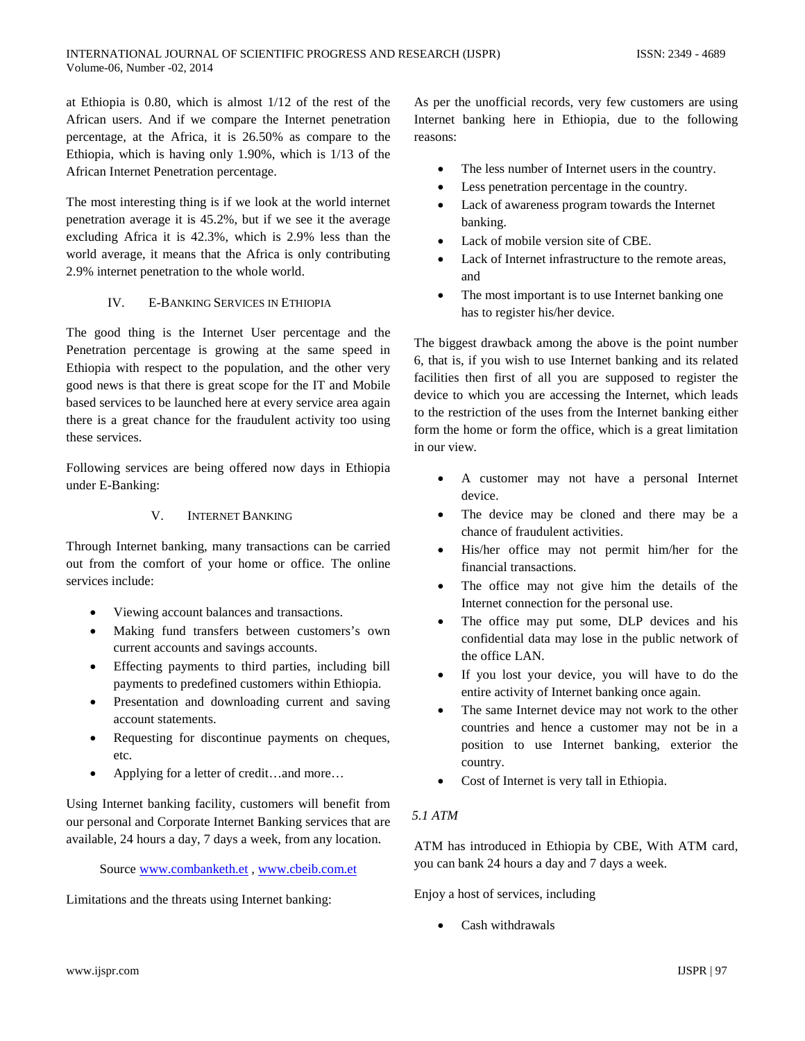at Ethiopia is 0.80, which is almost 1/12 of the rest of the African users. And if we compare the Internet penetration percentage, at the Africa, it is 26.50% as compare to the Ethiopia, which is having only 1.90%, which is 1/13 of the African Internet Penetration percentage.

The most interesting thing is if we look at the world internet penetration average it is 45.2%, but if we see it the average excluding Africa it is 42.3%, which is 2.9% less than the world average, it means that the Africa is only contributing 2.9% internet penetration to the whole world.

## IV. E-Banking Services in Ethiopia

The good thing is the Internet User percentage and the Penetration percentage is growing at the same speed in Ethiopia with respect to the population, and the other very good news is that there is great scope for the IT and Mobile based services to be launched here at every service area again there is a great chance for the fraudulent activity too using these services.

Following services are being offered now days in Ethiopia under E-Banking:

## V. Internet Banking

Through Internet banking, many transactions can be carried out from the comfort of your home or office. The online services include:

- Viewing account balances and transactions.
- Making fund transfers between customers's own current accounts and savings accounts.
- Effecting payments to third parties, including bill payments to predefined customers within Ethiopia.
- Presentation and downloading current and saving account statements.
- Requesting for discontinue payments on cheques, etc.
- Applying for a letter of credit…and more…

Using Internet banking facility, customers will benefit from our personal and Corporate Internet Banking services that are available, 24 hours a day, 7 days a week, from any location.

Source www.combanketh.et , www.cbeib.com.et

Limitations and the threats using Internet banking:

As per the unofficial records, very few customers are using Internet banking here in Ethiopia, due to the following reasons:

- The less number of Internet users in the country.
- Less penetration percentage in the country.
- Lack of awareness program towards the Internet banking.
- Lack of mobile version site of CBE.
- Lack of Internet infrastructure to the remote areas, and
- The most important is to use Internet banking one has to register his/her device.

The biggest drawback among the above is the point number 6, that is, if you wish to use Internet banking and its related facilities then first of all you are supposed to register the device to which you are accessing the Internet, which leads to the restriction of the uses from the Internet banking either form the home or form the office, which is a great limitation in our view.

- A customer may not have a personal Internet device.
- The device may be cloned and there may be a chance of fraudulent activities.
- His/her office may not permit him/her for the financial transactions.
- The office may not give him the details of the Internet connection for the personal use.
- The office may put some, DLP devices and his confidential data may lose in the public network of the office LAN.
- If you lost your device, you will have to do the entire activity of Internet banking once again.
- The same Internet device may not work to the other countries and hence a customer may not be in a position to use Internet banking, exterior the country.
- Cost of Internet is very tall in Ethiopia.

### *5.1 ATM*

ATM has introduced in Ethiopia by CBE, With ATM card, you can bank 24 hours a day and 7 days a week.

Enjoy a host of services, including

- Cash withdrawals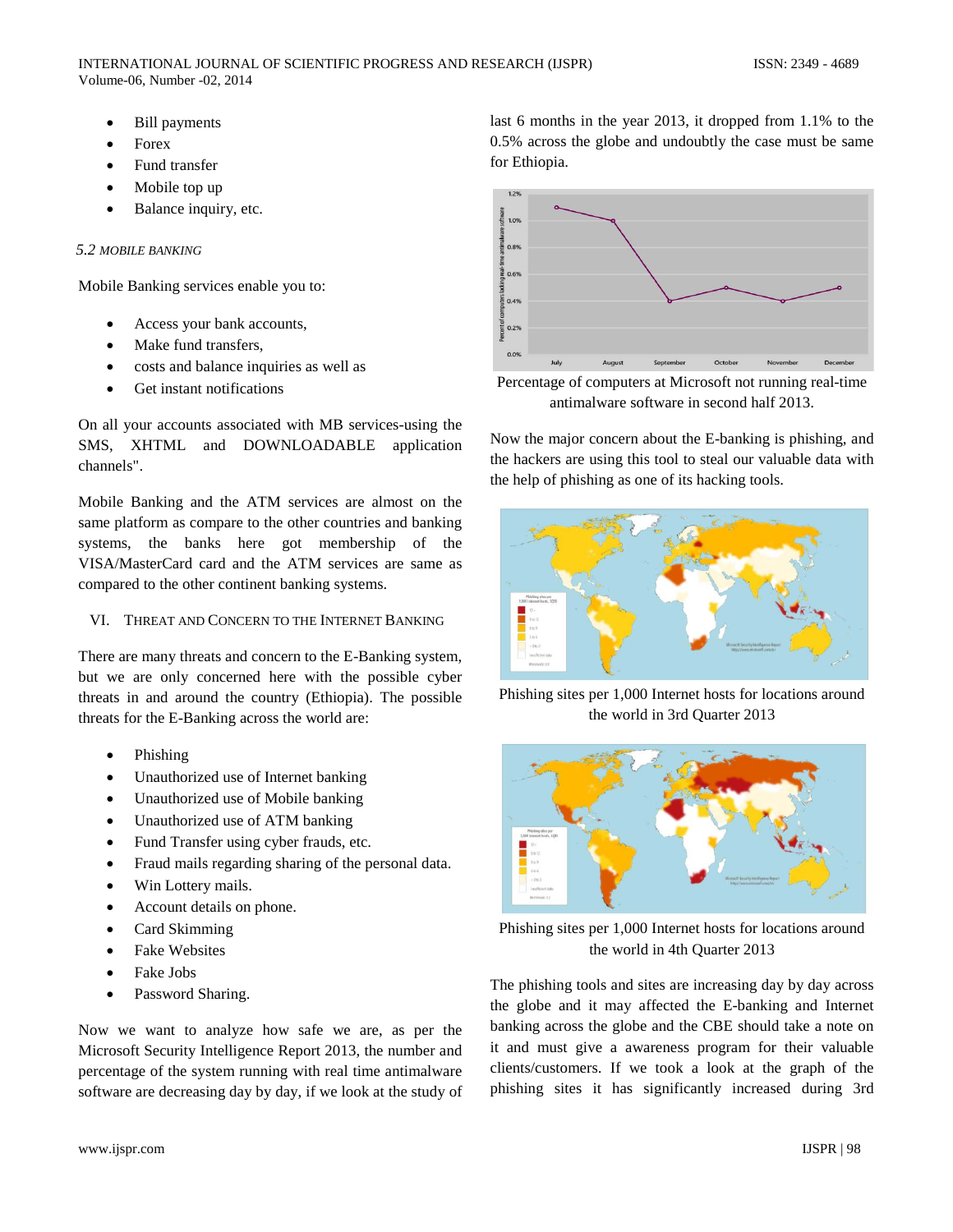- Bill payments
- Forex
- Fund transfer
- Mobile top up
- Balance inquiry, etc.

### 5.2 MOBILE BANKING

Mobile Banking services enable you to:

- Access your bank accounts,
- Make fund transfers,
- costs and balance inquiries as well as
- Get instant notifications

On all your accounts associated with MB services-using the SMS, XHTML and DOWNLOADABLE application channels".

Mobile Banking and the ATM services are almost on the same platform as compare to the other countries and banking systems, the banks here got membership of the VISA/MasterCard card and the ATM services are same as compared to the other continent banking systems.

## VI. THREAT AND CONCERN TO THE INTERNET BANKING

There are many threats and concern to the E-Banking system, but we are only concerned here with the possible cyber threats in and around the country (Ethiopia). The possible threats for the E-Banking across the world are:

- Phishing
- Unauthorized use of Internet banking
- Unauthorized use of Mobile banking
- Unauthorized use of ATM banking
- Fund Transfer using cyber frauds, etc.
- Fraud mails regarding sharing of the personal data.
- Win Lottery mails.
- Account details on phone.
- Card Skimming
- Fake Websites
- Fake Jobs
- Password Sharing.

Now we want to analyze how safe we are, as per the Microsoft Security Intelligence Report 2013, the number and percentage of the system running with real time antimalware software are decreasing day by day, if we look at the study of last 6 months in the year 2013, it dropped from 1.1% to the 0.5% across the globe and undoubtly the case must be same for Ethiopia.

Percentage of computers at Microsoft not running real-time antimalware software in second half 2013.

Now the major concern about the E-banking is phishing, and the hackers are using this tool to steal our valuable data with the help of phishing as one of its hacking tools.

Phishing sites per 1,000 Internet hosts for locations around the world in 3rd Quarter 2013

Phishing sites per 1,000 Internet hosts for locations around the world in 4th Quarter 2013

The phishing tools and sites are increasing day by day across the globe and it may affected the E-banking and Internet banking across the globe and the CBE should take a note on it and must give a awareness program for their valuable clients/customers. If we took a look at the graph of the phishing sites it has significantly increased during 3rd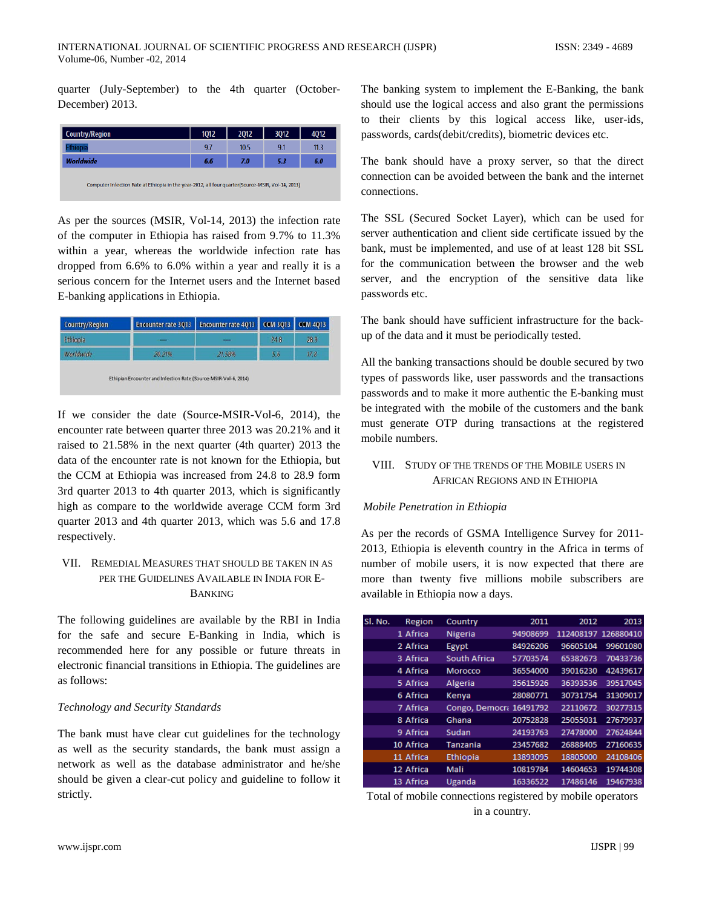quarter (July-September) to the 4th quarter (October-December) 2013.

| Country/Region | 1Q12 | 2Q12 | 3Q12 | 4Q12 |
|---|---|---|---|---|
| Ethiopia | 9.7 | 10.5 | 9.1 | 11.3 |
| Worldwide | 6.6 | 7.0 | 5.3 | 6.0 |

Computer Infection Rate at Ethiopia in the year-2012, all four quarter(Source-MSIR, Vol-14, 2013)

As per the sources (MSIR, Vol-14, 2013) the infection rate of the computer in Ethiopia has raised from 9.7% to 11.3% within a year, whereas the worldwide infection rate has dropped from 6.6% to 6.0% within a year and really it is a serious concern for the Internet users and the Internet based E-banking applications in Ethiopia.

| Country/Region | Encounter rate 3Q13 | Encounter rate 4Q13 | CCM 3Q13 | CCM 4Q13 |
|---|---|---|---|---|
| Ethiopia | — | — | 24.8 | 28.9 |
| Worldwide | 20.21% | 21.58% | 5.6 | 17.8 |

Ethipian Encounter and Infection Rate (Source-MSIR-Vol-6, 2014)

If we consider the date (Source-MSIR-Vol-6, 2014), the encounter rate between quarter three 2013 was 20.21% and it raised to 21.58% in the next quarter (4th quarter) 2013 the data of the encounter rate is not known for the Ethiopia, but the CCM at Ethiopia was increased from 24.8 to 28.9 form 3rd quarter 2013 to 4th quarter 2013, which is significantly high as compare to the worldwide average CCM form 3rd quarter 2013 and 4th quarter 2013, which was 5.6 and 17.8 respectively.

## VII. Remedial Measures That Should Be Taken In As Per The Guidelines Available In India For E-Banking

The following guidelines are available by the RBI in India for the safe and secure E-Banking in India, which is recommended here for any possible or future threats in electronic financial transitions in Ethiopia. The guidelines are as follows:

*Technology and Security Standards*

The bank must have clear cut guidelines for the technology as well as the security standards, the bank must assign a network as well as the database administrator and he/she should be given a clear-cut policy and guideline to follow it strictly.

The banking system to implement the E-Banking, the bank should use the logical access and also grant the permissions to their clients by this logical access like, user-ids, passwords, cards(debit/credits), biometric devices etc.

The bank should have a proxy server, so that the direct connection can be avoided between the bank and the internet connections.

The SSL (Secured Socket Layer), which can be used for server authentication and client side certificate issued by the bank, must be implemented, and use of at least 128 bit SSL for the communication between the browser and the web server, and the encryption of the sensitive data like passwords etc.

The bank should have sufficient infrastructure for the back-up of the data and it must be periodically tested.

All the banking transactions should be double secured by two types of passwords like, user passwords and the transactions passwords and to make it more authentic the E-banking must be integrated with the mobile of the customers and the bank must generate OTP during transactions at the registered mobile numbers.

## VIII. Study Of The Trends Of The Mobile Users In African Regions And In Ethiopia

*Mobile Penetration in Ethiopia*

As per the records of GSMA Intelligence Survey for 2011-2013, Ethiopia is eleventh country in the Africa in terms of number of mobile users, it is now expected that there are more than twenty five millions mobile subscribers are available in Ethiopia now a days.

| Sl. No. | Region | Country | 2011 | 2012 | 2013 |
|---|---|---|---|---|---|
| 1 | Africa | Nigeria | 94908699 | 112408197 | 126880410 |
| 2 | Africa | Egypt | 84926206 | 96605104 | 99601080 |
| 3 | Africa | South Africa | 57703574 | 65382673 | 70433736 |
| 4 | Africa | Morocco | 36554000 | 39016230 | 42439617 |
| 5 | Africa | Algeria | 35615926 | 36393536 | 39517045 |
| 6 | Africa | Kenya | 28080771 | 30731754 | 31309017 |
| 7 | Africa | Congo, Democra | 16491792 | 22110672 | 30277315 |
| 8 | Africa | Ghana | 20752828 | 25055031 | 27679937 |
| 9 | Africa | Sudan | 24193763 | 27478000 | 27624844 |
| 10 | Africa | Tanzania | 23457682 | 26888405 | 27160635 |
| 11 | Africa | Ethiopia | 13893095 | 18805000 | 24108406 |
| 12 | Africa | Mali | 10819784 | 14604653 | 19744308 |
| 13 | Africa | Uganda | 16336522 | 17486146 | 19467938 |

Total of mobile connections registered by mobile operators in a country.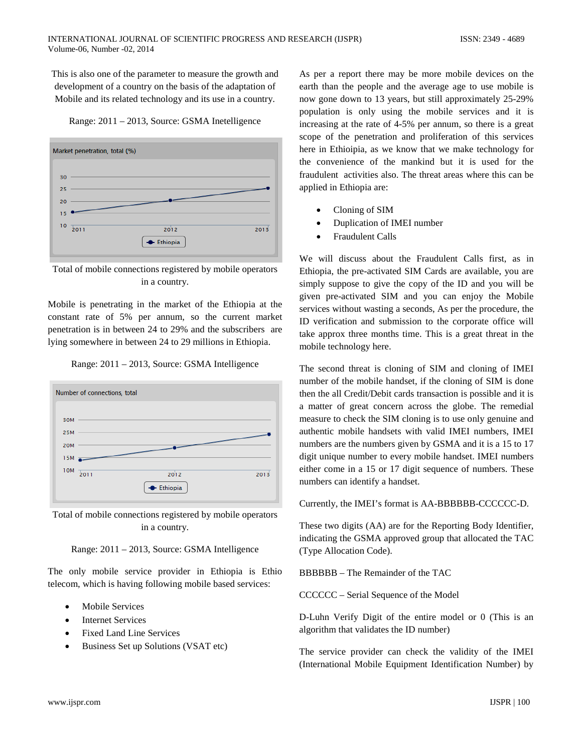This is also one of the parameter to measure the growth and development of a country on the basis of the adaptation of Mobile and its related technology and its use in a country.

Range: 2011 – 2013, Source: GSMA Inetelligence

Total of mobile connections registered by mobile operators in a country.

Mobile is penetrating in the market of the Ethiopia at the constant rate of 5% per annum, so the current market penetration is in between 24 to 29% and the subscribers are lying somewhere in between 24 to 29 millions in Ethiopia.

Range: 2011 – 2013, Source: GSMA Intelligence

Total of mobile connections registered by mobile operators in a country.

Range: 2011 – 2013, Source: GSMA Intelligence

The only mobile service provider in Ethiopia is Ethio telecom, which is having following mobile based services:

- Mobile Services
- Internet Services
- Fixed Land Line Services
- Business Set up Solutions (VSAT etc)

As per a report there may be more mobile devices on the earth than the people and the average age to use mobile is now gone down to 13 years, but still approximately 25-29% population is only using the mobile services and it is increasing at the rate of 4-5% per annum, so there is a great scope of the penetration and proliferation of this services here in Ethioipia, as we know that we make technology for the convenience of the mankind but it is used for the fraudulent activities also. The threat areas where this can be applied in Ethiopia are:

- Cloning of SIM
- Duplication of IMEI number
- Fraudulent Calls

We will discuss about the Fraudulent Calls first, as in Ethiopia, the pre-activated SIM Cards are available, you are simply suppose to give the copy of the ID and you will be given pre-activated SIM and you can enjoy the Mobile services without wasting a seconds, As per the procedure, the ID verification and submission to the corporate office will take approx three months time. This is a great threat in the mobile technology here.

The second threat is cloning of SIM and cloning of IMEI number of the mobile handset, if the cloning of SIM is done then the all Credit/Debit cards transaction is possible and it is a matter of great concern across the globe. The remedial measure to check the SIM cloning is to use only genuine and authentic mobile handsets with valid IMEI numbers, IMEI numbers are the numbers given by GSMA and it is a 15 to 17 digit unique number to every mobile handset. IMEI numbers either come in a 15 or 17 digit sequence of numbers. These numbers can identify a handset.

Currently, the IMEI's format is AA-BBBBBB-CCCCCC-D.

These two digits (AA) are for the Reporting Body Identifier, indicating the GSMA approved group that allocated the TAC (Type Allocation Code).

BBBBBB – The Remainder of the TAC

CCCCCC – Serial Sequence of the Model

D-Luhn Verify Digit of the entire model or 0 (This is an algorithm that validates the ID number)

The service provider can check the validity of the IMEI (International Mobile Equipment Identification Number) by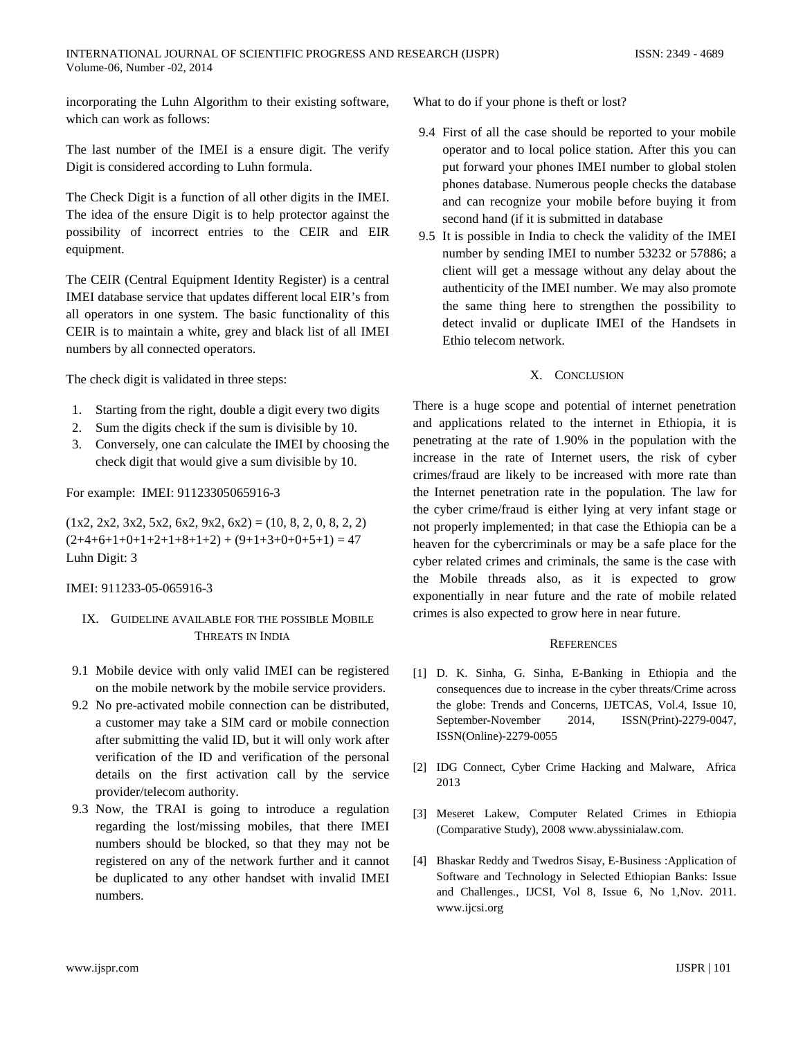incorporating the Luhn Algorithm to their existing software, which can work as follows:

The last number of the IMEI is a ensure digit. The verify Digit is considered according to Luhn formula.

The Check Digit is a function of all other digits in the IMEI. The idea of the ensure Digit is to help protector against the possibility of incorrect entries to the CEIR and EIR equipment.

The CEIR (Central Equipment Identity Register) is a central IMEI database service that updates different local EIR's from all operators in one system. The basic functionality of this CEIR is to maintain a white, grey and black list of all IMEI numbers by all connected operators.

The check digit is validated in three steps:

1. Starting from the right, double a digit every two digits
2. Sum the digits check if the sum is divisible by 10.
3. Conversely, one can calculate the IMEI by choosing the check digit that would give a sum divisible by 10.

For example: IMEI: 91123305065916-3

(1x2, 2x2, 3x2, 5x2, 6x2, 9x2, 6x2) = (10, 8, 2, 0, 8, 2, 2)
(2+4+6+1+0+1+2+1+8+1+2) + (9+1+3+0+0+5+1) = 47
Luhn Digit: 3

IMEI: 911233-05-065916-3

## IX. Guideline available for the possible Mobile Threats in India

9.1 Mobile device with only valid IMEI can be registered on the mobile network by the mobile service providers.

9.2 No pre-activated mobile connection can be distributed, a customer may take a SIM card or mobile connection after submitting the valid ID, but it will only work after verification of the ID and verification of the personal details on the first activation call by the service provider/telecom authority.

9.3 Now, the TRAI is going to introduce a regulation regarding the lost/missing mobiles, that there IMEI numbers should be blocked, so that they may not be registered on any of the network further and it cannot be duplicated to any other handset with invalid IMEI numbers.

What to do if your phone is theft or lost?

9.4 First of all the case should be reported to your mobile operator and to local police station. After this you can put forward your phones IMEI number to global stolen phones database. Numerous people checks the database and can recognize your mobile before buying it from second hand (if it is submitted in database

9.5 It is possible in India to check the validity of the IMEI number by sending IMEI to number 53232 or 57886; a client will get a message without any delay about the authenticity of the IMEI number. We may also promote the same thing here to strengthen the possibility to detect invalid or duplicate IMEI of the Handsets in Ethio telecom network.

## X. Conclusion

There is a huge scope and potential of internet penetration and applications related to the internet in Ethiopia, it is penetrating at the rate of 1.90% in the population with the increase in the rate of Internet users, the risk of cyber crimes/fraud are likely to be increased with more rate than the Internet penetration rate in the population. The law for the cyber crime/fraud is either lying at very infant stage or not properly implemented; in that case the Ethiopia can be a heaven for the cybercriminals or may be a safe place for the cyber related crimes and criminals, the same is the case with the Mobile threads also, as it is expected to grow exponentially in near future and the rate of mobile related crimes is also expected to grow here in near future.

## References

[1] D. K. Sinha, G. Sinha, E-Banking in Ethiopia and the consequences due to increase in the cyber threats/Crime across the globe: Trends and Concerns, IJETCAS, Vol.4, Issue 10, September-November 2014, ISSN(Print)-2279-0047, ISSN(Online)-2279-0055

[2] IDG Connect, Cyber Crime Hacking and Malware, Africa 2013

[3] Meseret Lakew, Computer Related Crimes in Ethiopia (Comparative Study), 2008 www.abyssinialaw.com.

[4] Bhaskar Reddy and Twedros Sisay, E-Business :Application of Software and Technology in Selected Ethiopian Banks: Issue and Challenges., IJCSI, Vol 8, Issue 6, No 1,Nov. 2011. www.ijcsi.org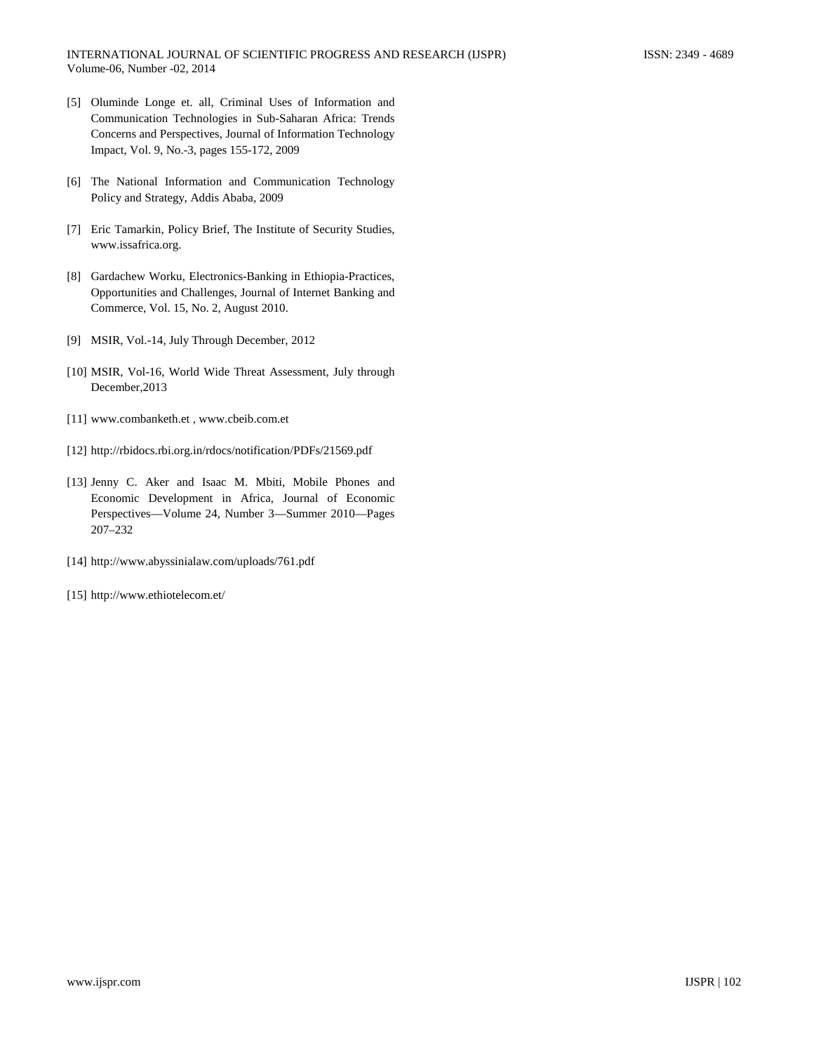[5] Oluminde Longe et. all, Criminal Uses of Information and Communication Technologies in Sub-Saharan Africa: Trends Concerns and Perspectives, Journal of Information Technology Impact, Vol. 9, No.-3, pages 155-172, 2009

[6] The National Information and Communication Technology Policy and Strategy, Addis Ababa, 2009

[7] Eric Tamarkin, Policy Brief, The Institute of Security Studies, www.issafrica.org.

[8] Gardachew Worku, Electronics-Banking in Ethiopia-Practices, Opportunities and Challenges, Journal of Internet Banking and Commerce, Vol. 15, No. 2, August 2010.

[9] MSIR, Vol.-14, July Through December, 2012

[10] MSIR, Vol-16, World Wide Threat Assessment, July through December,2013

[11] www.combanketh.et , www.cbeib.com.et

[12] http://rbidocs.rbi.org.in/rdocs/notification/PDFs/21569.pdf

[13] Jenny C. Aker and Isaac M. Mbiti, Mobile Phones and Economic Development in Africa, Journal of Economic Perspectives—Volume 24, Number 3—Summer 2010—Pages 207–232

[14] http://www.abyssinialaw.com/uploads/761.pdf

[15] http://www.ethiotelecom.et/